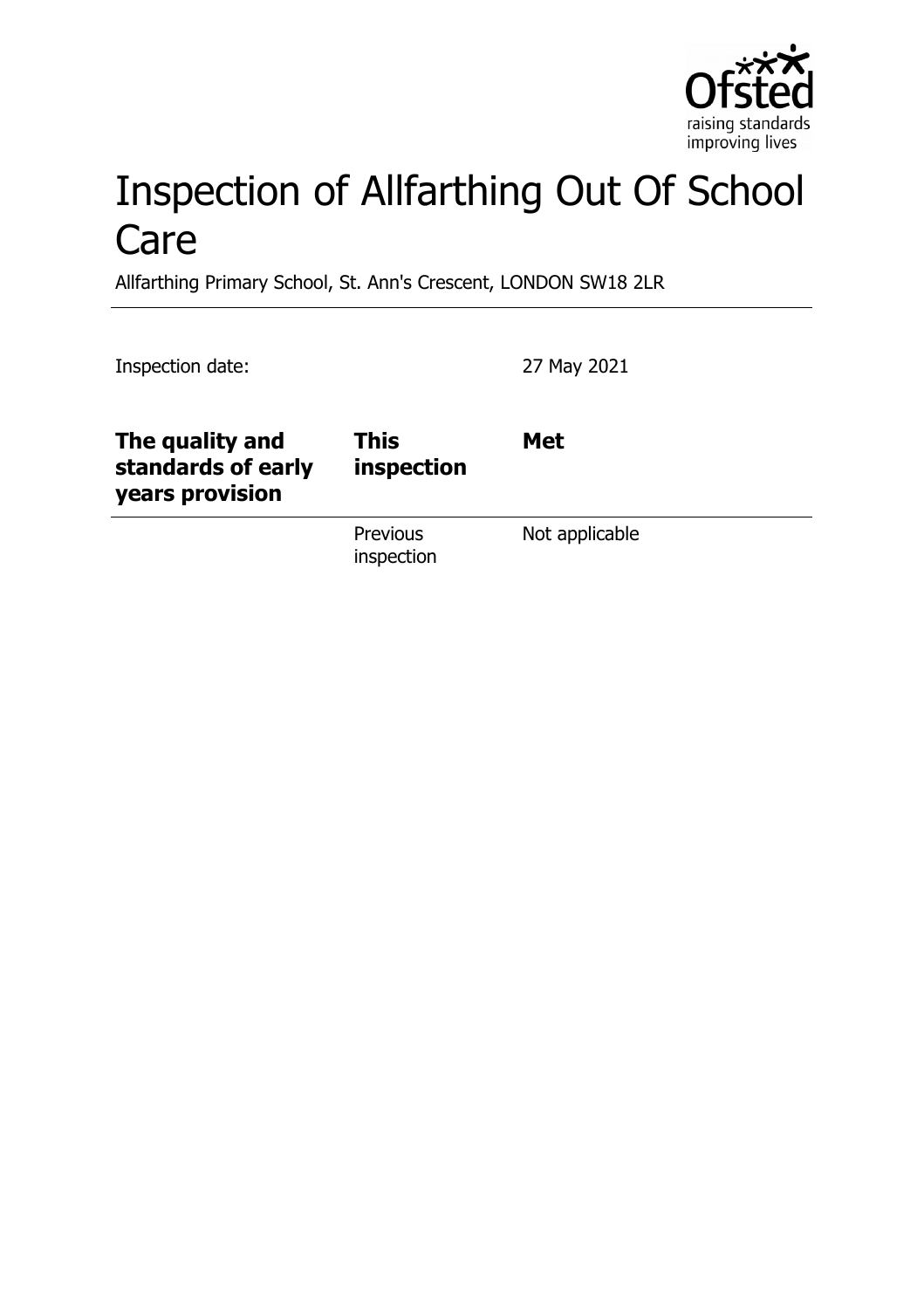# Inspection of Allfarthing Out Of School Care

Allfarthing Primary School, St. Ann's Crescent, LONDON SW18 2LR

Inspection date: 27 May 2021

| The quality and standards of early years provision | This inspection | Met |
|---|---|---|
| | Previous inspection | Not applicable |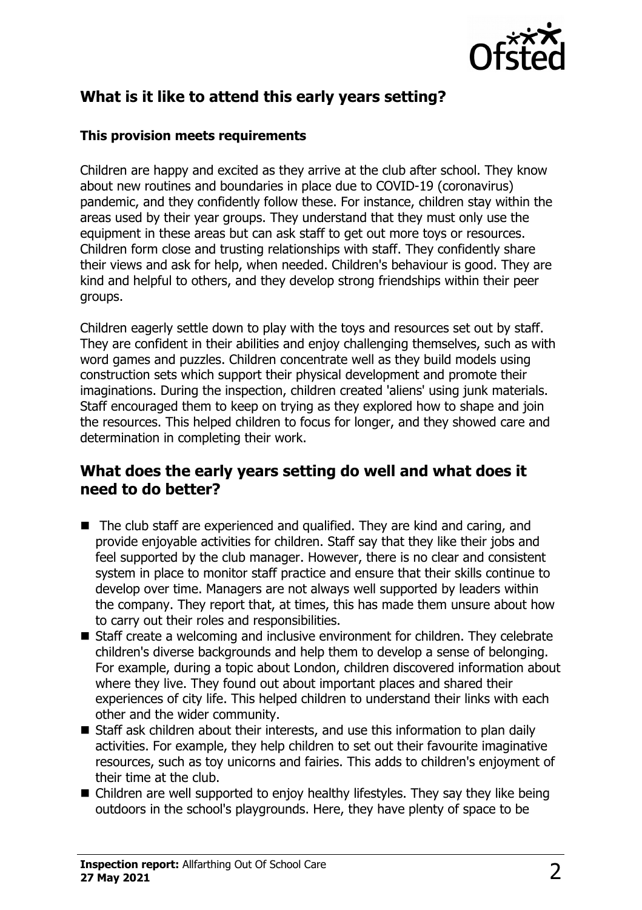## What is it like to attend this early years setting?

### This provision meets requirements

Children are happy and excited as they arrive at the club after school. They know about new routines and boundaries in place due to COVID-19 (coronavirus) pandemic, and they confidently follow these. For instance, children stay within the areas used by their year groups. They understand that they must only use the equipment in these areas but can ask staff to get out more toys or resources. Children form close and trusting relationships with staff. They confidently share their views and ask for help, when needed. Children's behaviour is good. They are kind and helpful to others, and they develop strong friendships within their peer groups.

Children eagerly settle down to play with the toys and resources set out by staff. They are confident in their abilities and enjoy challenging themselves, such as with word games and puzzles. Children concentrate well as they build models using construction sets which support their physical development and promote their imaginations. During the inspection, children created 'aliens' using junk materials. Staff encouraged them to keep on trying as they explored how to shape and join the resources. This helped children to focus for longer, and they showed care and determination in completing their work.

## What does the early years setting do well and what does it need to do better?

- The club staff are experienced and qualified. They are kind and caring, and provide enjoyable activities for children. Staff say that they like their jobs and feel supported by the club manager. However, there is no clear and consistent system in place to monitor staff practice and ensure that their skills continue to develop over time. Managers are not always well supported by leaders within the company. They report that, at times, this has made them unsure about how to carry out their roles and responsibilities.
- Staff create a welcoming and inclusive environment for children. They celebrate children's diverse backgrounds and help them to develop a sense of belonging. For example, during a topic about London, children discovered information about where they live. They found out about important places and shared their experiences of city life. This helped children to understand their links with each other and the wider community.
- Staff ask children about their interests, and use this information to plan daily activities. For example, they help children to set out their favourite imaginative resources, such as toy unicorns and fairies. This adds to children's enjoyment of their time at the club.
- Children are well supported to enjoy healthy lifestyles. They say they like being outdoors in the school's playgrounds. Here, they have plenty of space to be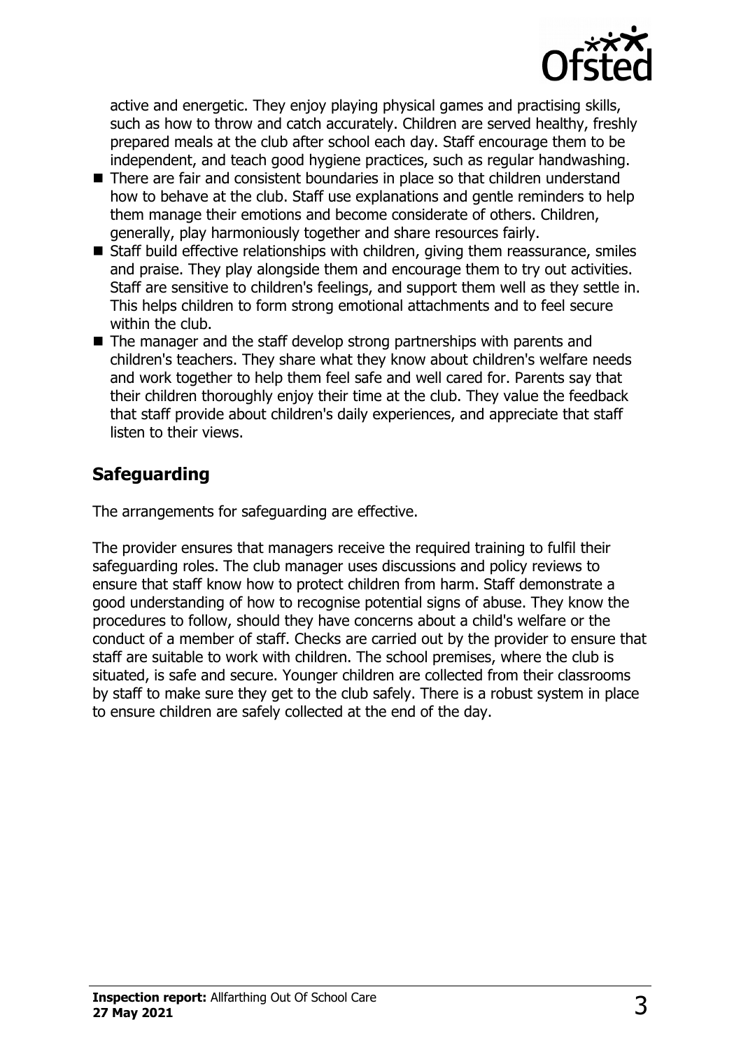active and energetic. They enjoy playing physical games and practising skills, such as how to throw and catch accurately. Children are served healthy, freshly prepared meals at the club after school each day. Staff encourage them to be independent, and teach good hygiene practices, such as regular handwashing.

- There are fair and consistent boundaries in place so that children understand how to behave at the club. Staff use explanations and gentle reminders to help them manage their emotions and become considerate of others. Children, generally, play harmoniously together and share resources fairly.
- Staff build effective relationships with children, giving them reassurance, smiles and praise. They play alongside them and encourage them to try out activities. Staff are sensitive to children's feelings, and support them well as they settle in. This helps children to form strong emotional attachments and to feel secure within the club.
- The manager and the staff develop strong partnerships with parents and children's teachers. They share what they know about children's welfare needs and work together to help them feel safe and well cared for. Parents say that their children thoroughly enjoy their time at the club. They value the feedback that staff provide about children's daily experiences, and appreciate that staff listen to their views.

## Safeguarding

The arrangements for safeguarding are effective.

The provider ensures that managers receive the required training to fulfil their safeguarding roles. The club manager uses discussions and policy reviews to ensure that staff know how to protect children from harm. Staff demonstrate a good understanding of how to recognise potential signs of abuse. They know the procedures to follow, should they have concerns about a child's welfare or the conduct of a member of staff. Checks are carried out by the provider to ensure that staff are suitable to work with children. The school premises, where the club is situated, is safe and secure. Younger children are collected from their classrooms by staff to make sure they get to the club safely. There is a robust system in place to ensure children are safely collected at the end of the day.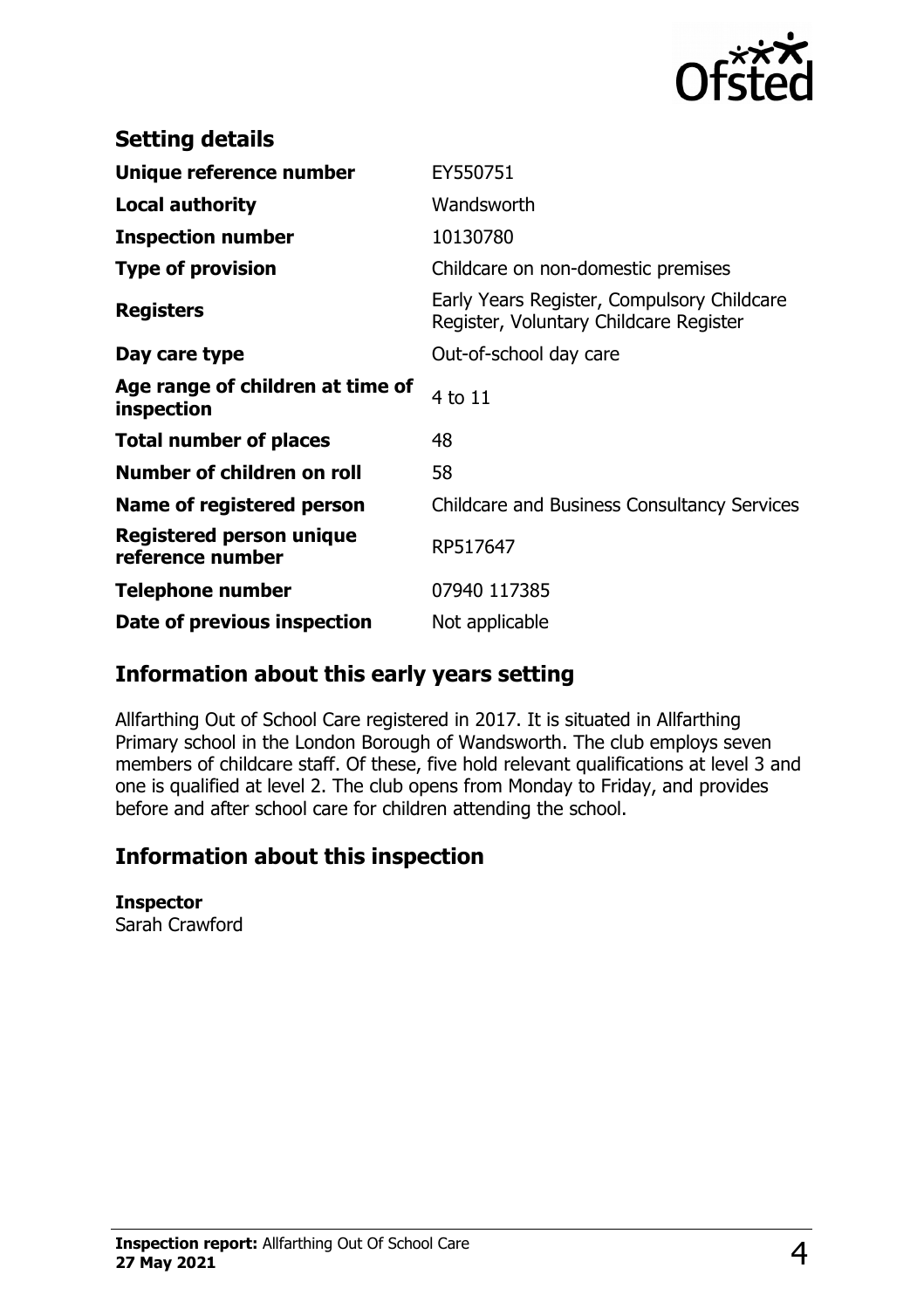## Setting details

| | |
|---|---|
| **Unique reference number** | EY550751 |
| **Local authority** | Wandsworth |
| **Inspection number** | 10130780 |
| **Type of provision** | Childcare on non-domestic premises |
| **Registers** | Early Years Register, Compulsory Childcare Register, Voluntary Childcare Register |
| **Day care type** | Out-of-school day care |
| **Age range of children at time of inspection** | 4 to 11 |
| **Total number of places** | 48 |
| **Number of children on roll** | 58 |
| **Name of registered person** | Childcare and Business Consultancy Services |
| **Registered person unique reference number** | RP517647 |
| **Telephone number** | 07940 117385 |
| **Date of previous inspection** | Not applicable |

## Information about this early years setting

Allfarthing Out of School Care registered in 2017. It is situated in Allfarthing Primary school in the London Borough of Wandsworth. The club employs seven members of childcare staff. Of these, five hold relevant qualifications at level 3 and one is qualified at level 2. The club opens from Monday to Friday, and provides before and after school care for children attending the school.

## Information about this inspection

**Inspector**
Sarah Crawford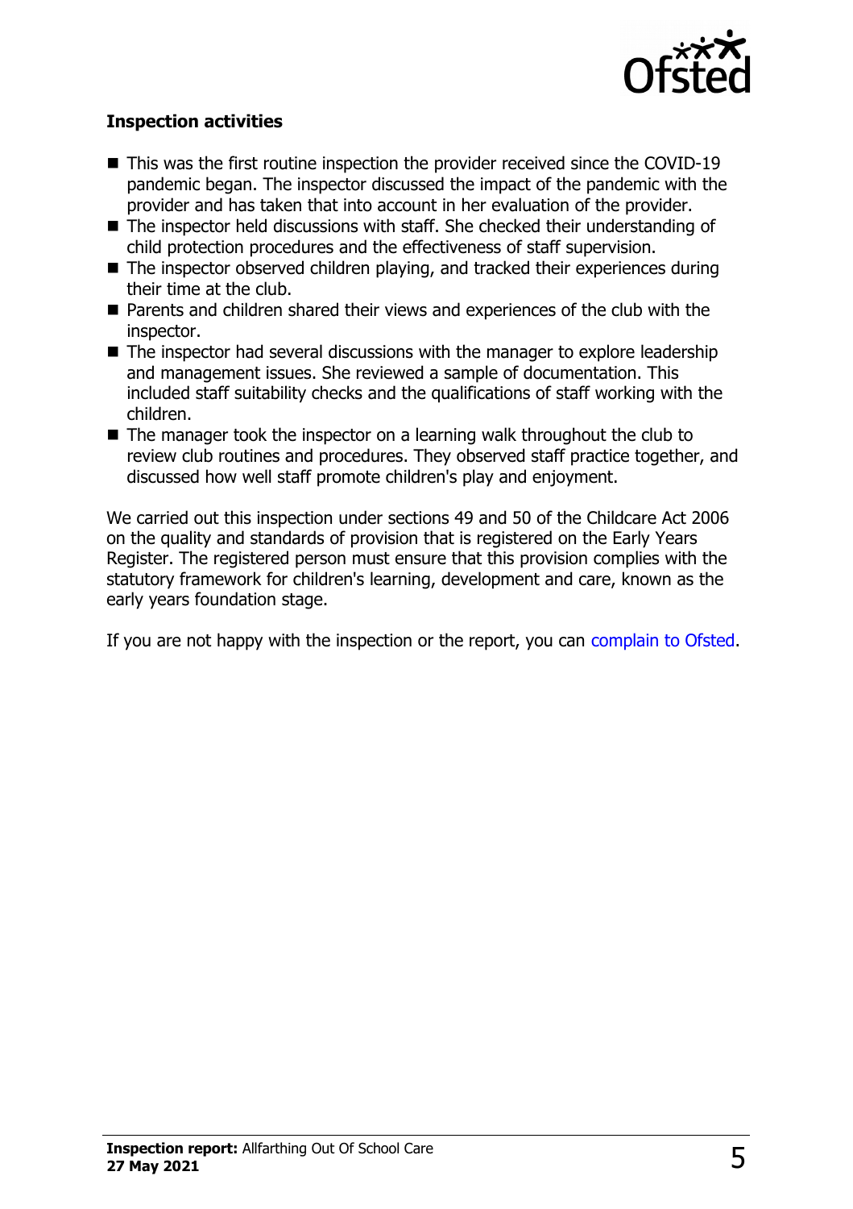**Inspection activities**

- This was the first routine inspection the provider received since the COVID-19 pandemic began. The inspector discussed the impact of the pandemic with the provider and has taken that into account in her evaluation of the provider.
- The inspector held discussions with staff. She checked their understanding of child protection procedures and the effectiveness of staff supervision.
- The inspector observed children playing, and tracked their experiences during their time at the club.
- Parents and children shared their views and experiences of the club with the inspector.
- The inspector had several discussions with the manager to explore leadership and management issues. She reviewed a sample of documentation. This included staff suitability checks and the qualifications of staff working with the children.
- The manager took the inspector on a learning walk throughout the club to review club routines and procedures. They observed staff practice together, and discussed how well staff promote children's play and enjoyment.

We carried out this inspection under sections 49 and 50 of the Childcare Act 2006 on the quality and standards of provision that is registered on the Early Years Register. The registered person must ensure that this provision complies with the statutory framework for children's learning, development and care, known as the early years foundation stage.

If you are not happy with the inspection or the report, you can complain to Ofsted.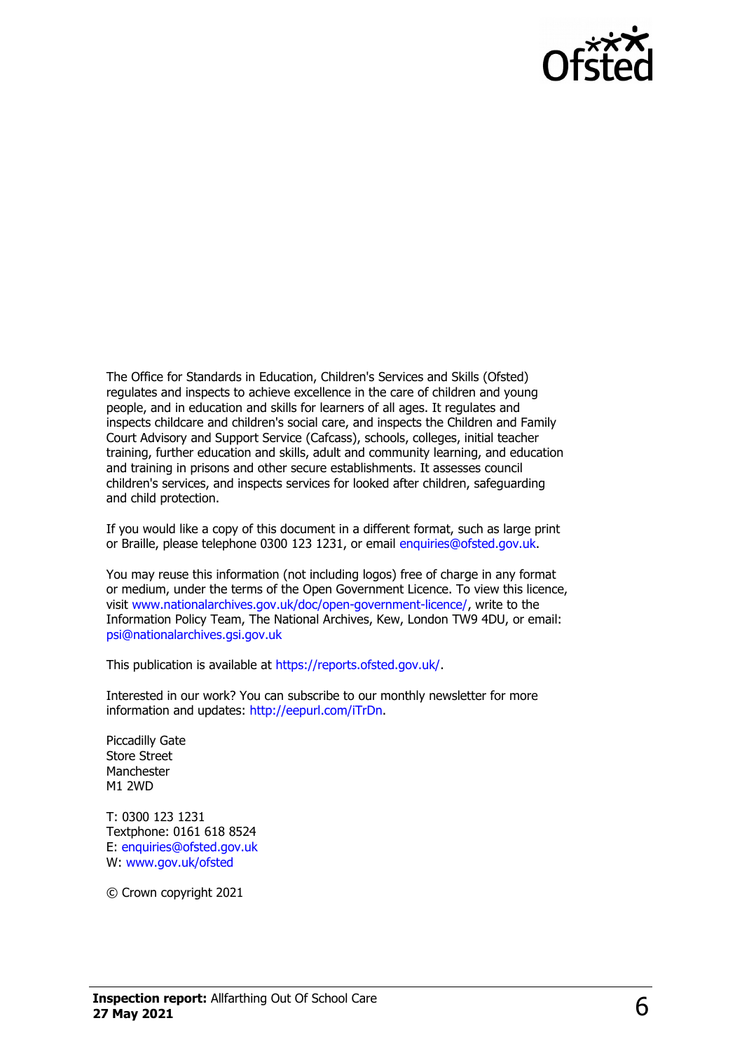The Office for Standards in Education, Children's Services and Skills (Ofsted) regulates and inspects to achieve excellence in the care of children and young people, and in education and skills for learners of all ages. It regulates and inspects childcare and children's social care, and inspects the Children and Family Court Advisory and Support Service (Cafcass), schools, colleges, initial teacher training, further education and skills, adult and community learning, and education and training in prisons and other secure establishments. It assesses council children's services, and inspects services for looked after children, safeguarding and child protection.

If you would like a copy of this document in a different format, such as large print or Braille, please telephone 0300 123 1231, or email enquiries@ofsted.gov.uk.

You may reuse this information (not including logos) free of charge in any format or medium, under the terms of the Open Government Licence. To view this licence, visit www.nationalarchives.gov.uk/doc/open-government-licence/, write to the Information Policy Team, The National Archives, Kew, London TW9 4DU, or email: psi@nationalarchives.gsi.gov.uk

This publication is available at https://reports.ofsted.gov.uk/.

Interested in our work? You can subscribe to our monthly newsletter for more information and updates: http://eepurl.com/iTrDn.

Piccadilly Gate
Store Street
Manchester
M1 2WD

T: 0300 123 1231
Textphone: 0161 618 8524
E: enquiries@ofsted.gov.uk
W: www.gov.uk/ofsted

© Crown copyright 2021